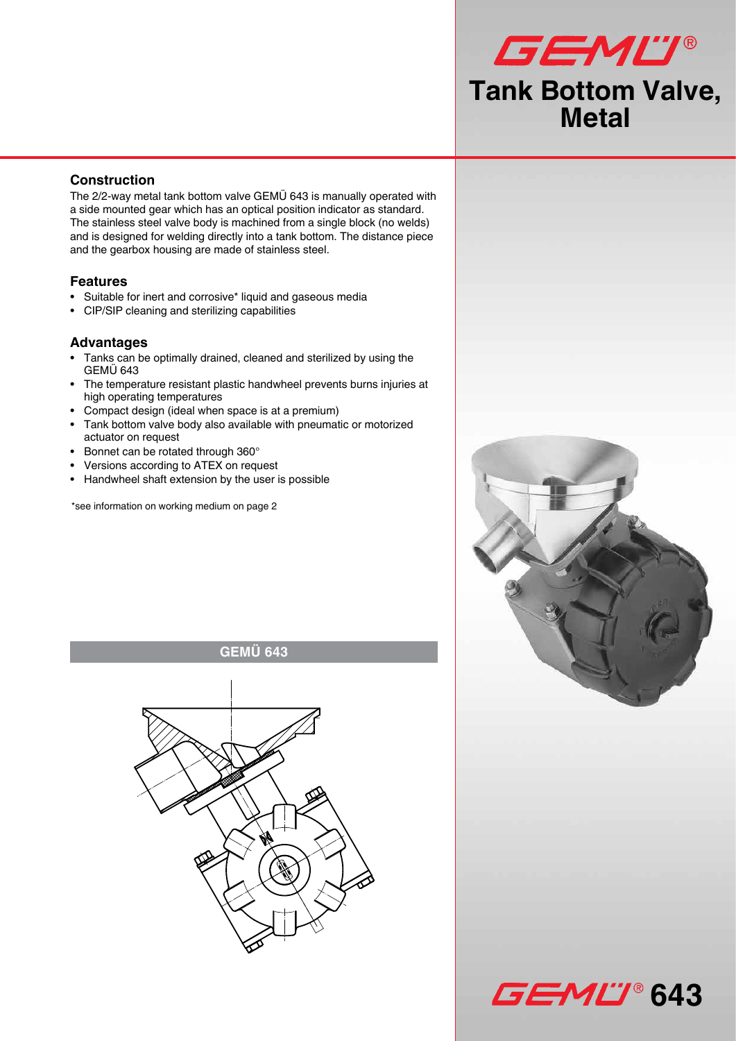# GEMÜ®

# Tank Bottom Valve, Metal

## Construction

The 2/2-way metal tank bottom valve GEMÜ 643 is manually operated with a side mounted gear which has an optical position indicator as standard. The stainless steel valve body is machined from a single block (no welds) and is designed for welding directly into a tank bottom. The distance piece and the gearbox housing are made of stainless steel.

## Features

- Suitable for inert and corrosive* liquid and gaseous media
- CIP/SIP cleaning and sterilizing capabilities

## Advantages

- Tanks can be optimally drained, cleaned and sterilized by using the GEMÜ 643
- The temperature resistant plastic handwheel prevents burns injuries at high operating temperatures
- Compact design (ideal when space is at a premium)
- Tank bottom valve body also available with pneumatic or motorized actuator on request
- Bonnet can be rotated through 360°
- Versions according to ATEX on request
- Handwheel shaft extension by the user is possible

*see information on working medium on page 2

**GEMÜ 643**

GEMÜ® 643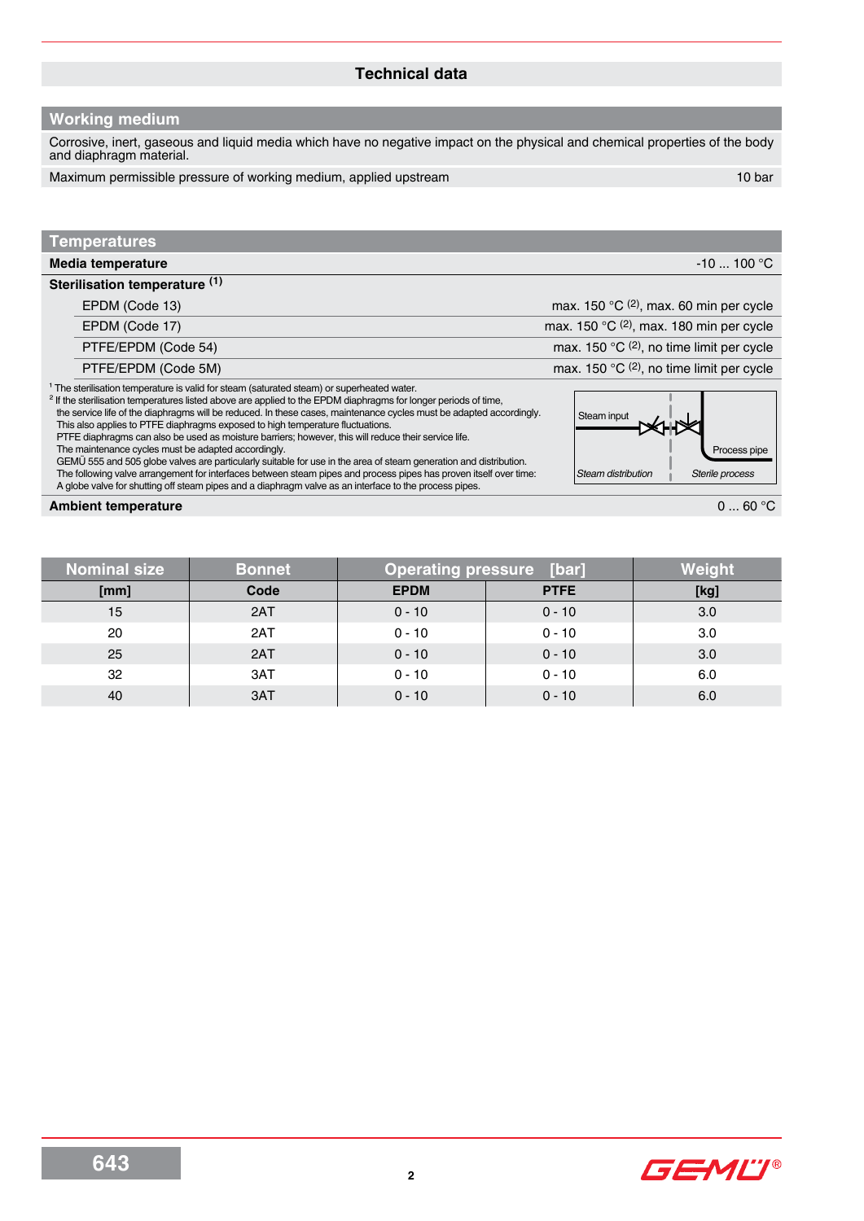# Technical data

## Working medium

Corrosive, inert, gaseous and liquid media which have no negative impact on the physical and chemical properties of the body and diaphragm material.

| | |
|---|---|
| Maximum permissible pressure of working medium, applied upstream | 10 bar |

## Temperatures

| | |
|---|---|
| **Media temperature** | -10 ... 100 °C |
| **Sterilisation temperature** [1] | |
| EPDM (Code 13) | max. 150 °C [2], max. 60 min per cycle |
| EPDM (Code 17) | max. 150 °C [2], max. 180 min per cycle |
| PTFE/EPDM (Code 54) | max. 150 °C [2], no time limit per cycle |
| PTFE/EPDM (Code 5M) | max. 150 °C [2], no time limit per cycle |

[1] The sterilisation temperature is valid for steam (saturated steam) or superheated water.
[2] If the sterilisation temperatures listed above are applied to the EPDM diaphragms for longer periods of time, the service life of the diaphragms will be reduced. In these cases, maintenance cycles must be adapted accordingly.
This also applies to PTFE diaphragms exposed to high temperature fluctuations.
PTFE diaphragms can also be used as moisture barriers; however, this will reduce their service life.
The maintenance cycles must be adapted accordingly.
GEMÜ 555 and 505 globe valves are particularly suitable for use in the area of steam generation and distribution.
The following valve arrangement for interfaces between steam pipes and process pipes has proven itself over time:
A globe valve for shutting off steam pipes and a diaphragm valve as an interface to the process pipes.

Steam input | Process pipe | *Steam distribution* | *Sterile process*

| | |
|---|---|
| **Ambient temperature** | 0 ... 60 °C |

| Nominal size | Bonnet | Operating pressure [bar] | | Weight |
|---|---|---|---|---|
| [mm] | Code | EPDM | PTFE | [kg] |
| 15 | 2AT | 0 - 10 | 0 - 10 | 3.0 |
| 20 | 2AT | 0 - 10 | 0 - 10 | 3.0 |
| 25 | 2AT | 0 - 10 | 0 - 10 | 3.0 |
| 32 | 3AT | 0 - 10 | 0 - 10 | 6.0 |
| 40 | 3AT | 0 - 10 | 0 - 10 | 6.0 |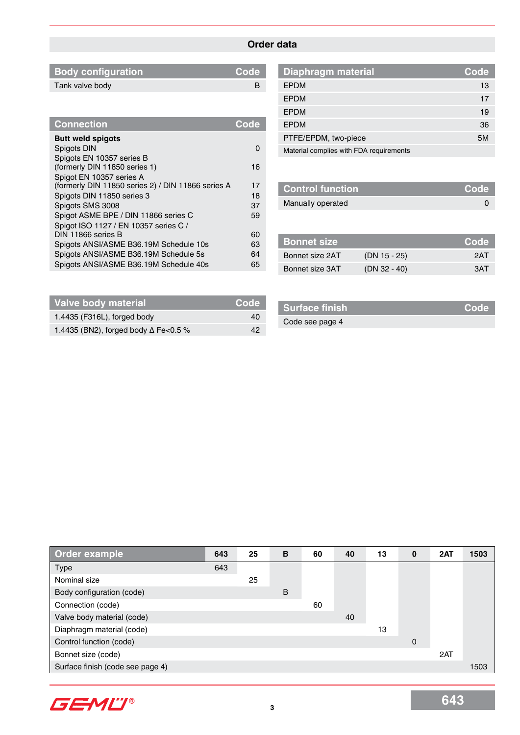## Order data

| Body configuration | Code |
|---|---|
| Tank valve body | B |

| Connection | Code |
|---|---|
| **Butt weld spigots** | |
| Spigots DIN | 0 |
| Spigots EN 10357 series B (formerly DIN 11850 series 1) | 16 |
| Spigot EN 10357 series A (formerly DIN 11850 series 2) / DIN 11866 series A | 17 |
| Spigots DIN 11850 series 3 | 18 |
| Spigots SMS 3008 | 37 |
| Spigot ASME BPE / DIN 11866 series C | 59 |
| Spigot ISO 1127 / EN 10357 series C / DIN 11866 series B | 60 |
| Spigots ANSI/ASME B36.19M Schedule 10s | 63 |
| Spigots ANSI/ASME B36.19M Schedule 5s | 64 |
| Spigots ANSI/ASME B36.19M Schedule 40s | 65 |

| Valve body material | Code |
|---|---|
| 1.4435 (F316L), forged body | 40 |
| 1.4435 (BN2), forged body Δ Fe<0.5 % | 42 |

| Diaphragm material | Code |
|---|---|
| EPDM | 13 |
| EPDM | 17 |
| EPDM | 19 |
| EPDM | 36 |
| PTFE/EPDM, two-piece | 5M |
| Material complies with FDA requirements | |

| Control function | Code |
|---|---|
| Manually operated | 0 |

| Bonnet size | | Code |
|---|---|---|
| Bonnet size 2AT | (DN 15 - 25) | 2AT |
| Bonnet size 3AT | (DN 32 - 40) | 3AT |

| Surface finish | Code |
|---|---|
| Code see page 4 | |

| Order example | 643 | 25 | B | 60 | 40 | 13 | 0 | 2AT | 1503 |
|---|---|---|---|---|---|---|---|---|---|
| Type | 643 | | | | | | | | |
| Nominal size | | 25 | | | | | | | |
| Body configuration (code) | | | B | | | | | | |
| Connection (code) | | | | 60 | | | | | |
| Valve body material (code) | | | | | 40 | | | | |
| Diaphragm material (code) | | | | | | 13 | | | |
| Control function (code) | | | | | | | 0 | | |
| Bonnet size (code) | | | | | | | | 2AT | |
| Surface finish (code see page 4) | | | | | | | | | 1503 |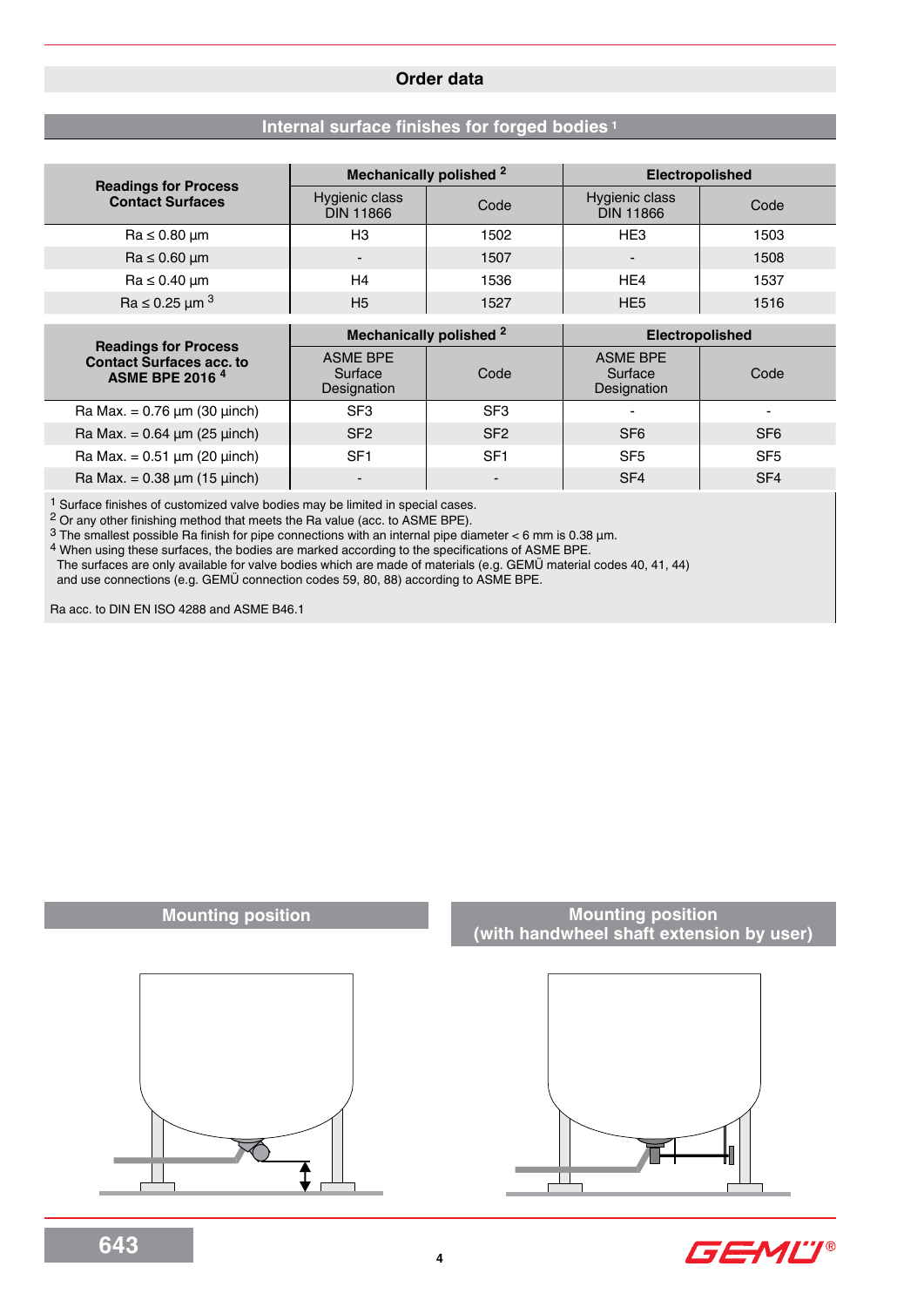## Order data

### Internal surface finishes for forged bodies [1]

| Readings for Process Contact Surfaces | Mechanically polished [2] | | Electropolished | |
|---|---|---|---|---|
| | Hygienic class DIN 11866 | Code | Hygienic class DIN 11866 | Code |
| Ra ≤ 0.80 µm | H3 | 1502 | HE3 | 1503 |
| Ra ≤ 0.60 µm | - | 1507 | - | 1508 |
| Ra ≤ 0.40 µm | H4 | 1536 | HE4 | 1537 |
| Ra ≤ 0.25 µm [3] | H5 | 1527 | HE5 | 1516 |

| Readings for Process Contact Surfaces acc. to ASME BPE 2016 [4] | Mechanically polished [2] | | Electropolished | |
|---|---|---|---|---|
| | ASME BPE Surface Designation | Code | ASME BPE Surface Designation | Code |
| Ra Max. = 0.76 µm (30 µinch) | SF3 | SF3 | - | - |
| Ra Max. = 0.64 µm (25 µinch) | SF2 | SF2 | SF6 | SF6 |
| Ra Max. = 0.51 µm (20 µinch) | SF1 | SF1 | SF5 | SF5 |
| Ra Max. = 0.38 µm (15 µinch) | - | - | SF4 | SF4 |

[1] Surface finishes of customized valve bodies may be limited in special cases.
[2] Or any other finishing method that meets the Ra value (acc. to ASME BPE).
[3] The smallest possible Ra finish for pipe connections with an internal pipe diameter < 6 mm is 0.38 µm.
[4] When using these surfaces, the bodies are marked according to the specifications of ASME BPE.
The surfaces are only available for valve bodies which are made of materials (e.g. GEMÜ material codes 40, 41, 44) and use connections (e.g. GEMÜ connection codes 59, 80, 88) according to ASME BPE.

Ra acc. to DIN EN ISO 4288 and ASME B46.1

### Mounting position

### Mounting position (with handwheel shaft extension by user)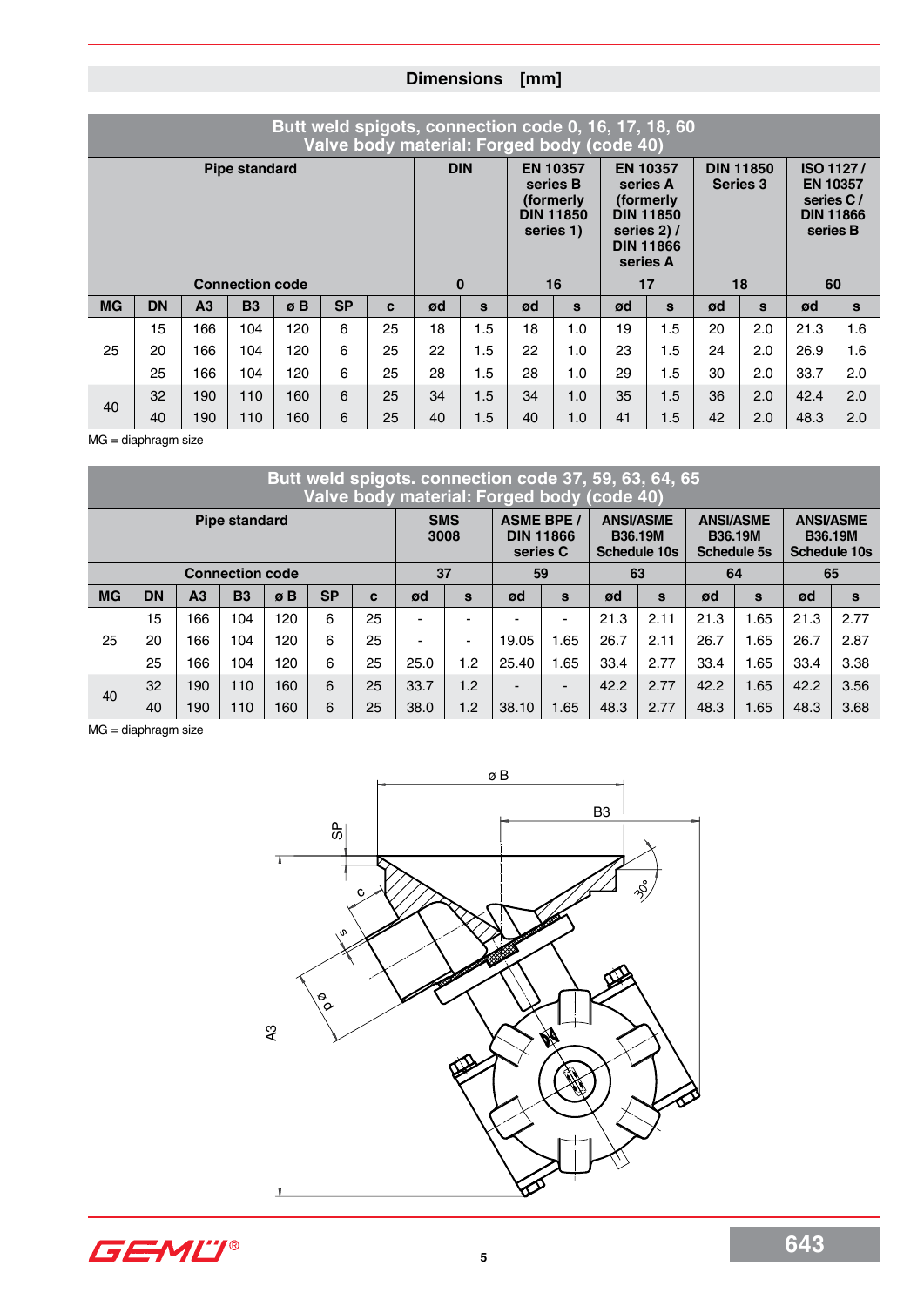## Dimensions [mm]

| Butt weld spigots, connection code 0, 16, 17, 18, 60 Valve body material: Forged body (code 40) | | | | | | | | | | | | | | | | | |
|---|---|---|---|---|---|---|---|---|---|---|---|---|---|---|---|---|---|
| Pipe standard | | | | | | | DIN | | EN 10357 series B (formerly DIN 11850 series 1) | | EN 10357 series A (formerly DIN 11850 series 2) / DIN 11866 series A | | DIN 11850 Series 3 | | ISO 1127 / EN 10357 series C / DIN 11866 series B | |
| Connection code | | | | | | | 0 | | 16 | | 17 | | 18 | | 60 | |
| MG | DN | A3 | B3 | ø B | SP | c | ød | s | ød | s | ød | s | ød | s | ød | s |
| 25 | 15 | 166 | 104 | 120 | 6 | 25 | 18 | 1.5 | 18 | 1.0 | 19 | 1.5 | 20 | 2.0 | 21.3 | 1.6 |
| | 20 | 166 | 104 | 120 | 6 | 25 | 22 | 1.5 | 22 | 1.0 | 23 | 1.5 | 24 | 2.0 | 26.9 | 1.6 |
| | 25 | 166 | 104 | 120 | 6 | 25 | 28 | 1.5 | 28 | 1.0 | 29 | 1.5 | 30 | 2.0 | 33.7 | 2.0 |
| 40 | 32 | 190 | 110 | 160 | 6 | 25 | 34 | 1.5 | 34 | 1.0 | 35 | 1.5 | 36 | 2.0 | 42.4 | 2.0 |
| | 40 | 190 | 110 | 160 | 6 | 25 | 40 | 1.5 | 40 | 1.0 | 41 | 1.5 | 42 | 2.0 | 48.3 | 2.0 |

MG = diaphragm size

| Butt weld spigots. connection code 37, 59, 63, 64, 65 Valve body material: Forged body (code 40) | | | | | | | | | | | | | | | | |
|---|---|---|---|---|---|---|---|---|---|---|---|---|---|---|---|---|
| Pipe standard | | | | | | | SMS 3008 | | ASME BPE / DIN 11866 series C | | ANSI/ASME B36.19M Schedule 10s | | ANSI/ASME B36.19M Schedule 5s | | ANSI/ASME B36.19M Schedule 10s | |
| Connection code | | | | | | | 37 | | 59 | | 63 | | 64 | | 65 | |
| MG | DN | A3 | B3 | ø B | SP | c | ød | s | ød | s | ød | s | ød | s | ød | s |
| 25 | 15 | 166 | 104 | 120 | 6 | 25 | - | - | - | - | 21.3 | 2.11 | 21.3 | 1.65 | 21.3 | 2.77 |
| | 20 | 166 | 104 | 120 | 6 | 25 | - | - | 19.05 | 1.65 | 26.7 | 2.11 | 26.7 | 1.65 | 26.7 | 2.87 |
| | 25 | 166 | 104 | 120 | 6 | 25 | 25.0 | 1.2 | 25.40 | 1.65 | 33.4 | 2.77 | 33.4 | 1.65 | 33.4 | 3.38 |
| 40 | 32 | 190 | 110 | 160 | 6 | 25 | 33.7 | 1.2 | - | - | 42.2 | 2.77 | 42.2 | 1.65 | 42.2 | 3.56 |
| | 40 | 190 | 110 | 160 | 6 | 25 | 38.0 | 1.2 | 38.10 | 1.65 | 48.3 | 2.77 | 48.3 | 1.65 | 48.3 | 3.68 |

MG = diaphragm size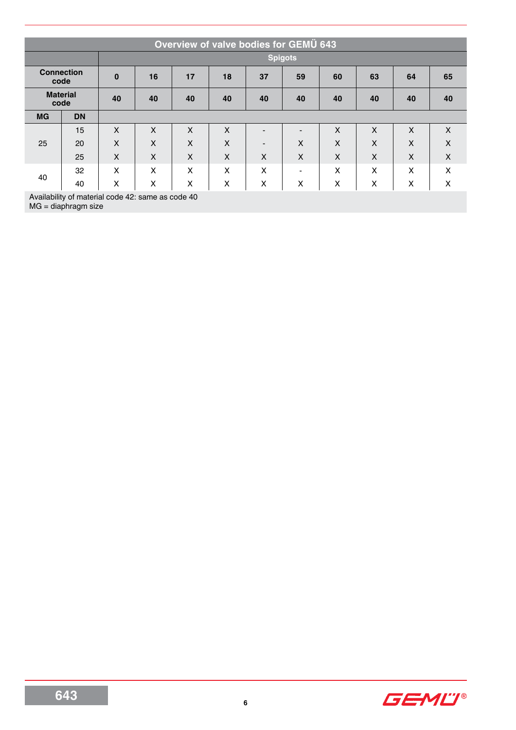## Overview of valve bodies for GEMÜ 643

| | | Spigots | | | | | | | | | |
|---|---|---|---|---|---|---|---|---|---|---|---|
| **Connection code** | | **0** | **16** | **17** | **18** | **37** | **59** | **60** | **63** | **64** | **65** |
| **Material code** | | **40** | **40** | **40** | **40** | **40** | **40** | **40** | **40** | **40** | **40** |
| **MG** | **DN** | | | | | | | | | | |
| 25 | 15 | X | X | X | X | - | - | X | X | X | X |
| | 20 | X | X | X | X | - | X | X | X | X | X |
| | 25 | X | X | X | X | X | X | X | X | X | X |
| 40 | 32 | X | X | X | X | X | - | X | X | X | X |
| | 40 | X | X | X | X | X | X | X | X | X | X |

Availability of material code 42: same as code 40
MG = diaphragm size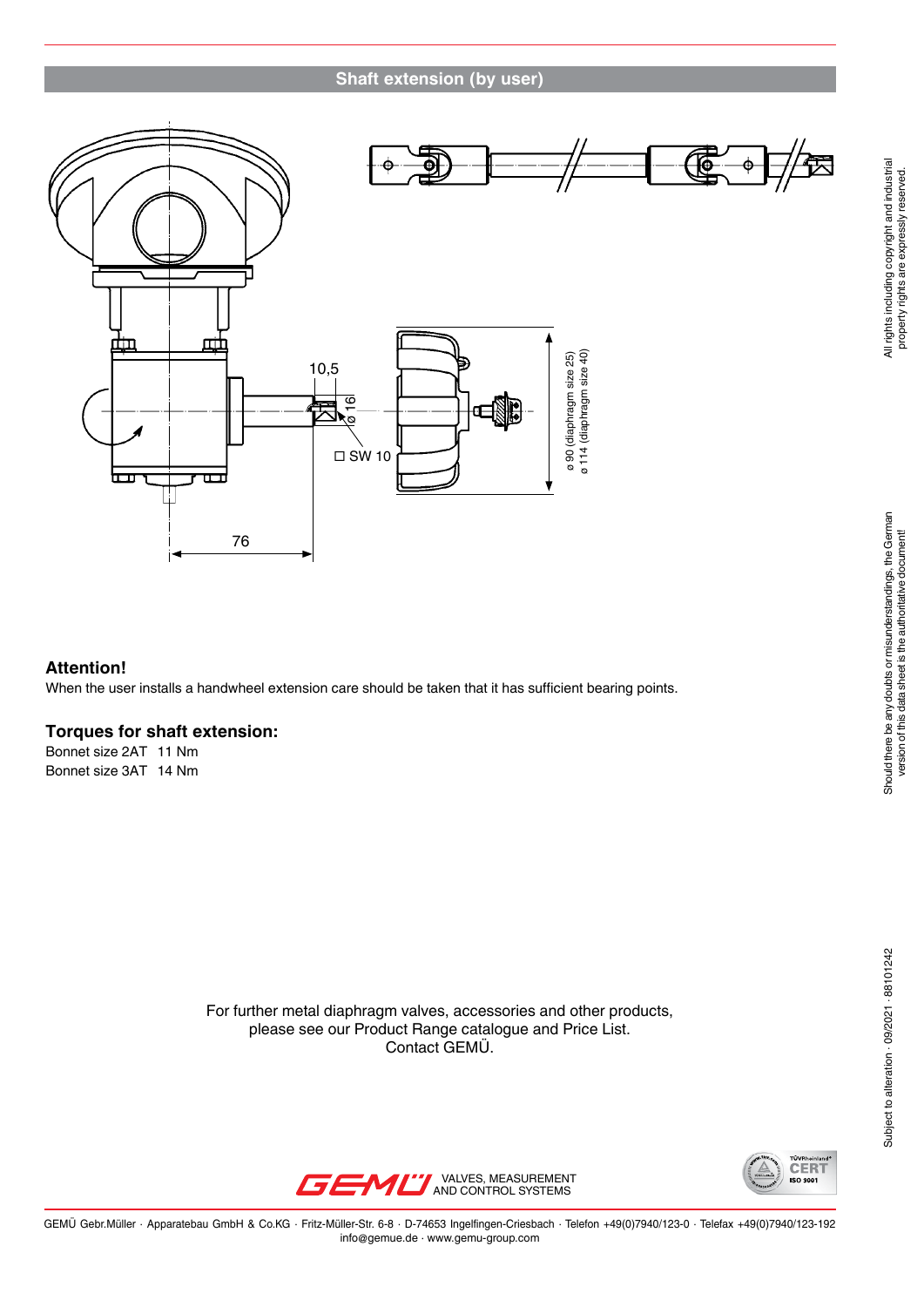## Shaft extension (by user)

10,5

ø 16

□ SW 10

76

ø 90 (diaphragm size 25)
ø 114 (diaphragm size 40)

### Attention!

When the user installs a handwheel extension care should be taken that it has sufficient bearing points.

### Torques for shaft extension:

Bonnet size 2AT 11 Nm
Bonnet size 3AT 14 Nm

For further metal diaphragm valves, accessories and other products, please see our Product Range catalogue and Price List. Contact GEMÜ.

GEMÜ VALVES, MEASUREMENT AND CONTROL SYSTEMS

GEMÜ Gebr.Müller · Apparatebau GmbH & Co.KG · Fritz-Müller-Str. 6-8 · D-74653 Ingelfingen-Criesbach · Telefon +49(0)7940/123-0 · Telefax +49(0)7940/123-192
info@gemue.de · www.gemu-group.com

All rights including copyright and industrial property rights are expressly reserved.

Should there be any doubts or misunderstandings, the German version of this data sheet is the authoritative document!

Subject to alteration · 09/2021 · 88101242